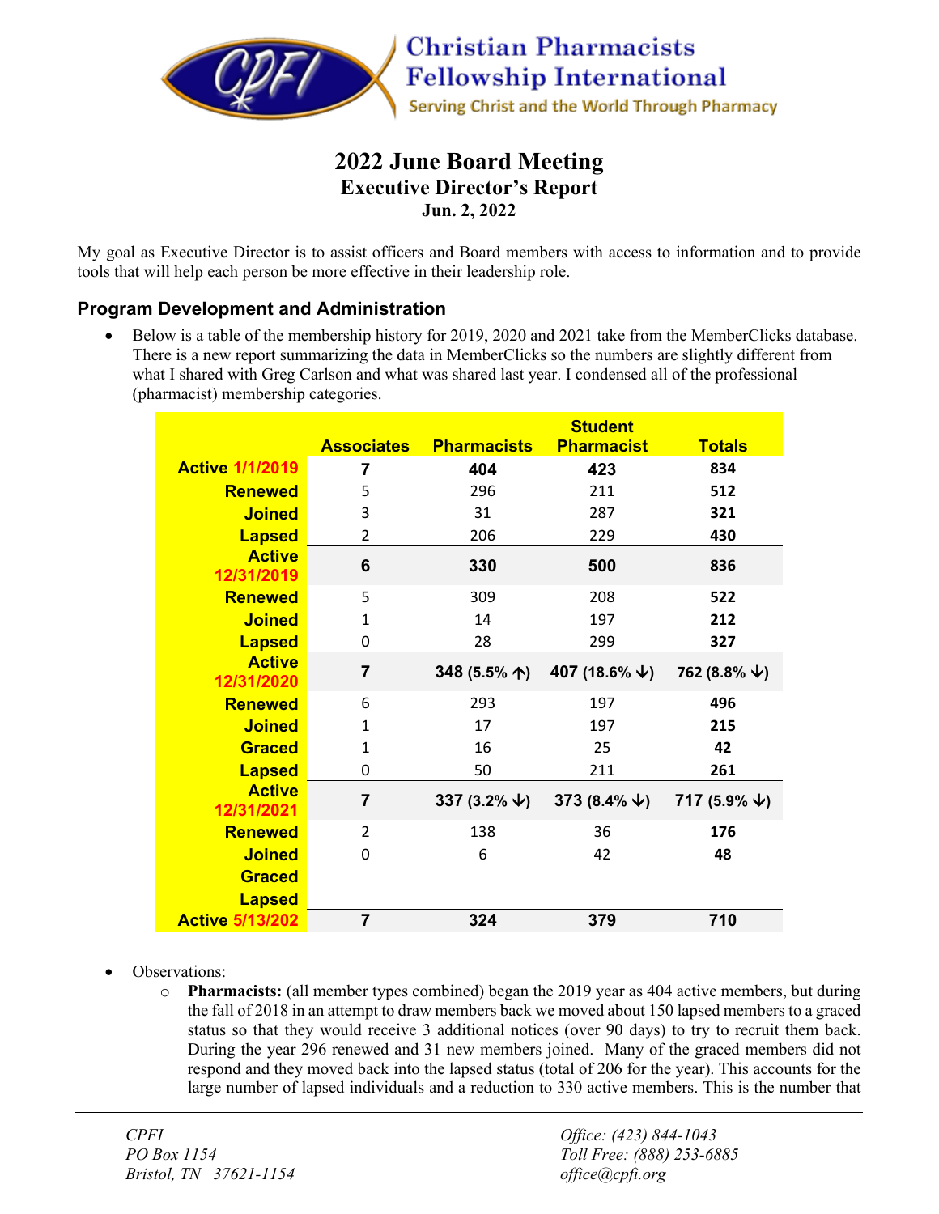# Christian Pharmacists Fellowship International

Serving Christ and the World Through Pharmacy

## 2022 June Board Meeting
### Executive Director's Report
**Jun. 2, 2022**

My goal as Executive Director is to assist officers and Board members with access to information and to provide tools that will help each person be more effective in their leadership role.

### Program Development and Administration

- Below is a table of the membership history for 2019, 2020 and 2021 take from the MemberClicks database. There is a new report summarizing the data in MemberClicks so the numbers are slightly different from what I shared with Greg Carlson and what was shared last year. I condensed all of the professional (pharmacist) membership categories.

| | Associates | Pharmacists | Student Pharmacist | Totals |
|---|---|---|---|---|
| **Active 1/1/2019** | **7** | **404** | **423** | **834** |
| **Renewed** | 5 | 296 | 211 | **512** |
| **Joined** | 3 | 31 | 287 | **321** |
| **Lapsed** | 2 | 206 | 229 | **430** |
| **Active 12/31/2019** | **6** | **330** | **500** | **836** |
| **Renewed** | 5 | 309 | 208 | **522** |
| **Joined** | 1 | 14 | 197 | **212** |
| **Lapsed** | 0 | 28 | 299 | **327** |
| **Active 12/31/2020** | **7** | **348 (5.5% ↑)** | **407 (18.6% ↓)** | **762 (8.8% ↓)** |
| **Renewed** | 6 | 293 | 197 | **496** |
| **Joined** | 1 | 17 | 197 | **215** |
| **Graced** | 1 | 16 | 25 | **42** |
| **Lapsed** | 0 | 50 | 211 | **261** |
| **Active 12/31/2021** | **7** | **337 (3.2% ↓)** | **373 (8.4% ↓)** | **717 (5.9% ↓)** |
| **Renewed** | 2 | 138 | 36 | **176** |
| **Joined** | 0 | 6 | 42 | **48** |
| **Graced** | | | | |
| **Lapsed** | | | | |
| **Active 5/13/202** | **7** | **324** | **379** | **710** |

- Observations:
  - **Pharmacists:** (all member types combined) began the 2019 year as 404 active members, but during the fall of 2018 in an attempt to draw members back we moved about 150 lapsed members to a graced status so that they would receive 3 additional notices (over 90 days) to try to recruit them back. During the year 296 renewed and 31 new members joined. Many of the graced members did not respond and they moved back into the lapsed status (total of 206 for the year). This accounts for the large number of lapsed individuals and a reduction to 330 active members. This is the number that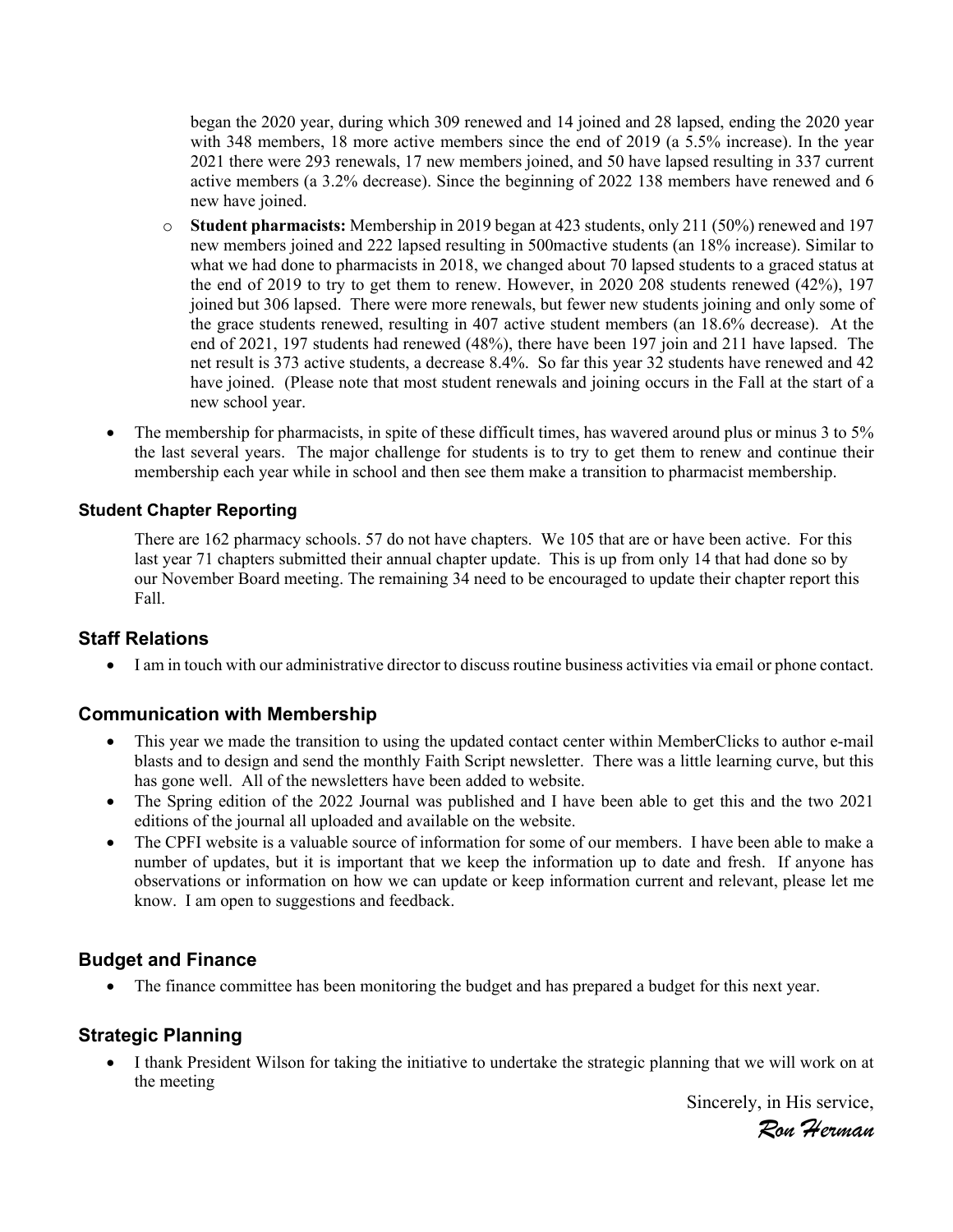began the 2020 year, during which 309 renewed and 14 joined and 28 lapsed, ending the 2020 year with 348 members, 18 more active members since the end of 2019 (a 5.5% increase). In the year 2021 there were 293 renewals, 17 new members joined, and 50 have lapsed resulting in 337 current active members (a 3.2% decrease). Since the beginning of 2022 138 members have renewed and 6 new have joined.

- **Student pharmacists:** Membership in 2019 began at 423 students, only 211 (50%) renewed and 197 new members joined and 222 lapsed resulting in 500mactive students (an 18% increase). Similar to what we had done to pharmacists in 2018, we changed about 70 lapsed students to a graced status at the end of 2019 to try to get them to renew. However, in 2020 208 students renewed (42%), 197 joined but 306 lapsed. There were more renewals, but fewer new students joining and only some of the grace students renewed, resulting in 407 active student members (an 18.6% decrease). At the end of 2021, 197 students had renewed (48%), there have been 197 join and 211 have lapsed. The net result is 373 active students, a decrease 8.4%. So far this year 32 students have renewed and 42 have joined. (Please note that most student renewals and joining occurs in the Fall at the start of a new school year.

- The membership for pharmacists, in spite of these difficult times, has wavered around plus or minus 3 to 5% the last several years. The major challenge for students is to try to get them to renew and continue their membership each year while in school and then see them make a transition to pharmacist membership.

#### Student Chapter Reporting

There are 162 pharmacy schools. 57 do not have chapters. We 105 that are or have been active. For this last year 71 chapters submitted their annual chapter update. This is up from only 14 that had done so by our November Board meeting. The remaining 34 need to be encouraged to update their chapter report this Fall.

### Staff Relations

- I am in touch with our administrative director to discuss routine business activities via email or phone contact.

### Communication with Membership

- This year we made the transition to using the updated contact center within MemberClicks to author e-mail blasts and to design and send the monthly Faith Script newsletter. There was a little learning curve, but this has gone well. All of the newsletters have been added to website.
- The Spring edition of the 2022 Journal was published and I have been able to get this and the two 2021 editions of the journal all uploaded and available on the website.
- The CPFI website is a valuable source of information for some of our members. I have been able to make a number of updates, but it is important that we keep the information up to date and fresh. If anyone has observations or information on how we can update or keep information current and relevant, please let me know. I am open to suggestions and feedback.

### Budget and Finance

- The finance committee has been monitoring the budget and has prepared a budget for this next year.

### Strategic Planning

- I thank President Wilson for taking the initiative to undertake the strategic planning that we will work on at the meeting

Sincerely, in His service,

*Ron Herman*